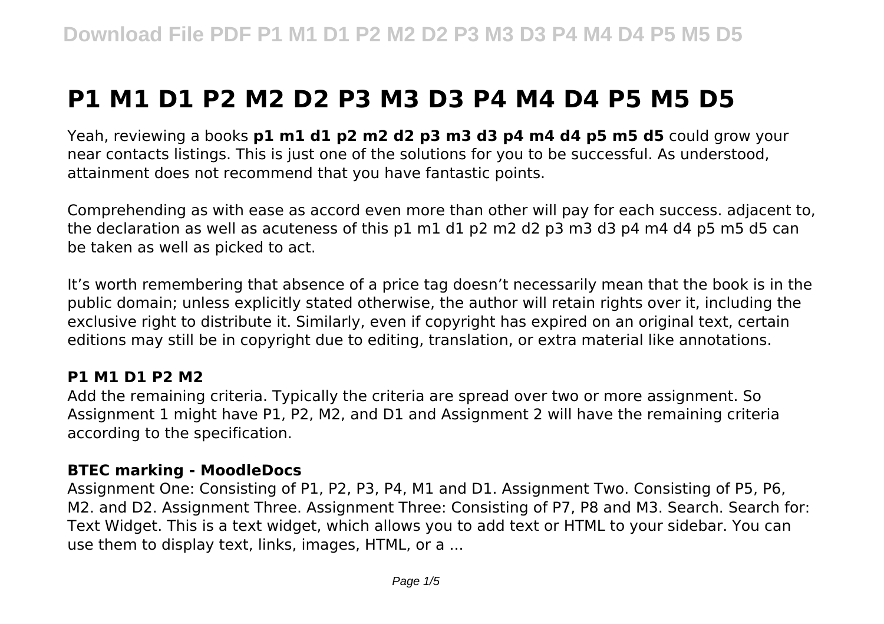# P1 M1 D1 P2 M2 D2 P3 M3 D3 P4 M4 D4 P5 M5 D5

Yeah, reviewing a books **p1 m1 d1 p2 m2 d2 p3 m3 d3 p4 m4 d4 p5 m5 d5** could grow your near contacts listings. This is just one of the solutions for you to be successful. As understood, attainment does not recommend that you have fantastic points.

Comprehending as with ease as accord even more than other will pay for each success. adjacent to, the declaration as well as acuteness of this p1 m1 d1 p2 m2 d2 p3 m3 d3 p4 m4 d4 p5 m5 d5 can be taken as well as picked to act.

It's worth remembering that absence of a price tag doesn't necessarily mean that the book is in the public domain; unless explicitly stated otherwise, the author will retain rights over it, including the exclusive right to distribute it. Similarly, even if copyright has expired on an original text, certain editions may still be in copyright due to editing, translation, or extra material like annotations.

### P1 M1 D1 P2 M2

Add the remaining criteria. Typically the criteria are spread over two or more assignment. So Assignment 1 might have P1, P2, M2, and D1 and Assignment 2 will have the remaining criteria according to the specification.

### BTEC marking - MoodleDocs

Assignment One: Consisting of P1, P2, P3, P4, M1 and D1. Assignment Two. Consisting of P5, P6, M2. and D2. Assignment Three. Assignment Three: Consisting of P7, P8 and M3. Search. Search for: Text Widget. This is a text widget, which allows you to add text or HTML to your sidebar. You can use them to display text, links, images, HTML, or a ...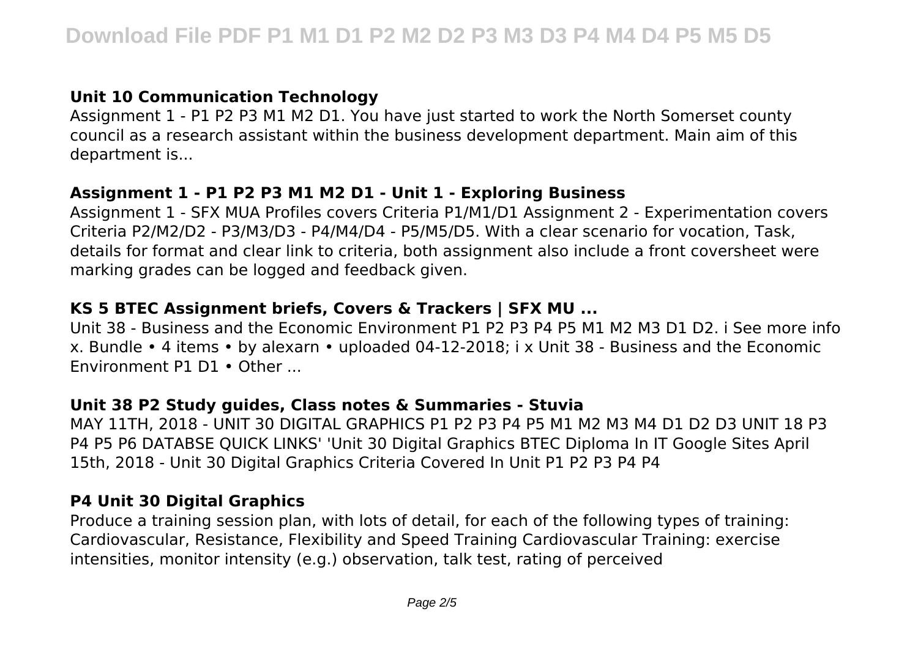### Unit 10 Communication Technology

Assignment 1 - P1 P2 P3 M1 M2 D1. You have just started to work the North Somerset county council as a research assistant within the business development department. Main aim of this department is...

### Assignment 1 - P1 P2 P3 M1 M2 D1 - Unit 1 - Exploring Business

Assignment 1 - SFX MUA Profiles covers Criteria P1/M1/D1 Assignment 2 - Experimentation covers Criteria P2/M2/D2 - P3/M3/D3 - P4/M4/D4 - P5/M5/D5. With a clear scenario for vocation, Task, details for format and clear link to criteria, both assignment also include a front coversheet were marking grades can be logged and feedback given.

### KS 5 BTEC Assignment briefs, Covers & Trackers | SFX MU ...

Unit 38 - Business and the Economic Environment P1 P2 P3 P4 P5 M1 M2 M3 D1 D2. i See more info x. Bundle • 4 items • by alexarn • uploaded 04-12-2018; i x Unit 38 - Business and the Economic Environment P1 D1 • Other ...

### Unit 38 P2 Study guides, Class notes & Summaries - Stuvia

MAY 11TH, 2018 - UNIT 30 DIGITAL GRAPHICS P1 P2 P3 P4 P5 M1 M2 M3 M4 D1 D2 D3 UNIT 18 P3 P4 P5 P6 DATABSE QUICK LINKS' 'Unit 30 Digital Graphics BTEC Diploma In IT Google Sites April 15th, 2018 - Unit 30 Digital Graphics Criteria Covered In Unit P1 P2 P3 P4 P4

### P4 Unit 30 Digital Graphics

Produce a training session plan, with lots of detail, for each of the following types of training: Cardiovascular, Resistance, Flexibility and Speed Training Cardiovascular Training: exercise intensities, monitor intensity (e.g.) observation, talk test, rating of perceived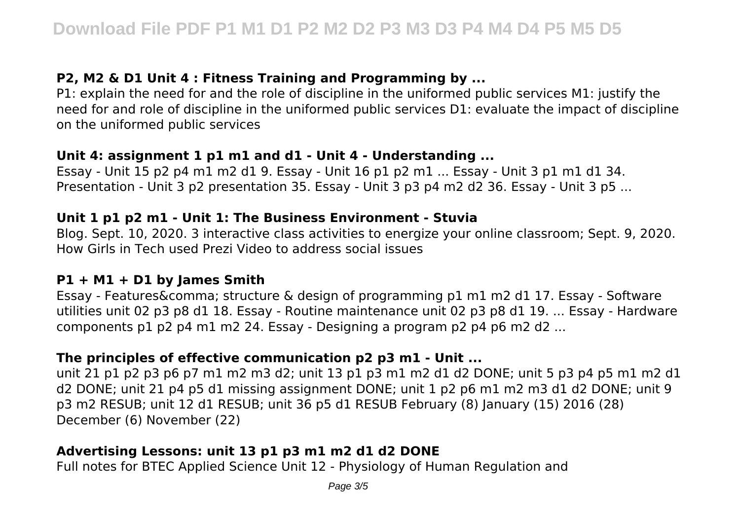### P2, M2 & D1 Unit 4 : Fitness Training and Programming by ...

P1: explain the need for and the role of discipline in the uniformed public services M1: justify the need for and role of discipline in the uniformed public services D1: evaluate the impact of discipline on the uniformed public services

### Unit 4: assignment 1 p1 m1 and d1 - Unit 4 - Understanding ...

Essay - Unit 15 p2 p4 m1 m2 d1 9. Essay - Unit 16 p1 p2 m1 ... Essay - Unit 3 p1 m1 d1 34. Presentation - Unit 3 p2 presentation 35. Essay - Unit 3 p3 p4 m2 d2 36. Essay - Unit 3 p5 ...

### Unit 1 p1 p2 m1 - Unit 1: The Business Environment - Stuvia

Blog. Sept. 10, 2020. 3 interactive class activities to energize your online classroom; Sept. 9, 2020. How Girls in Tech used Prezi Video to address social issues

### P1 + M1 + D1 by James Smith

Essay - Features&comma; structure & design of programming p1 m1 m2 d1 17. Essay - Software utilities unit 02 p3 p8 d1 18. Essay - Routine maintenance unit 02 p3 p8 d1 19. ... Essay - Hardware components p1 p2 p4 m1 m2 24. Essay - Designing a program p2 p4 p6 m2 d2 ...

### The principles of effective communication p2 p3 m1 - Unit ...

unit 21 p1 p2 p3 p6 p7 m1 m2 m3 d2; unit 13 p1 p3 m1 m2 d1 d2 DONE; unit 5 p3 p4 p5 m1 m2 d1 d2 DONE; unit 21 p4 p5 d1 missing assignment DONE; unit 1 p2 p6 m1 m2 m3 d1 d2 DONE; unit 9 p3 m2 RESUB; unit 12 d1 RESUB; unit 36 p5 d1 RESUB February (8) January (15) 2016 (28) December (6) November (22)

### Advertising Lessons: unit 13 p1 p3 m1 m2 d1 d2 DONE

Full notes for BTEC Applied Science Unit 12 - Physiology of Human Regulation and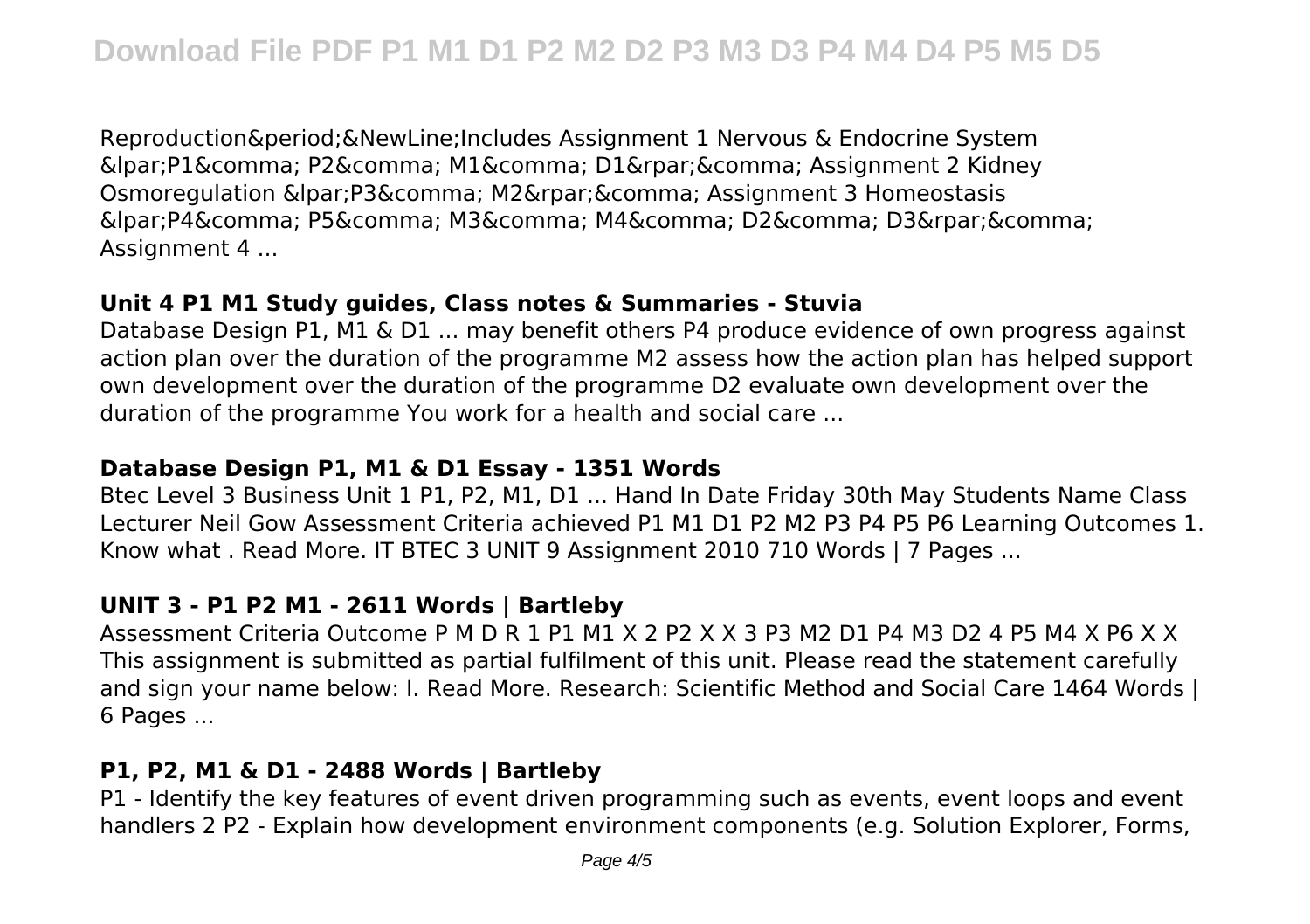Reproduction&period;&NewLine;Includes Assignment 1 Nervous & Endocrine System &lpar;P1&comma; P2&comma; M1&comma; D1&rpar;&comma; Assignment 2 Kidney Osmoregulation &lpar;P3&comma; M2&rpar;&comma; Assignment 3 Homeostasis &lpar;P4&comma; P5&comma; M3&comma; M4&comma; D2&comma; D3&rpar;&comma; Assignment 4 ...

### Unit 4 P1 M1 Study guides, Class notes & Summaries - Stuvia

Database Design P1, M1 & D1 ... may benefit others P4 produce evidence of own progress against action plan over the duration of the programme M2 assess how the action plan has helped support own development over the duration of the programme D2 evaluate own development over the duration of the programme You work for a health and social care ...

### Database Design P1, M1 & D1 Essay - 1351 Words

Btec Level 3 Business Unit 1 P1, P2, M1, D1 ... Hand In Date Friday 30th May Students Name Class Lecturer Neil Gow Assessment Criteria achieved P1 M1 D1 P2 M2 P3 P4 P5 P6 Learning Outcomes 1. Know what . Read More. IT BTEC 3 UNIT 9 Assignment 2010 710 Words | 7 Pages ...

### UNIT 3 - P1 P2 M1 - 2611 Words | Bartleby

Assessment Criteria Outcome P M D R 1 P1 M1 X 2 P2 X X 3 P3 M2 D1 P4 M3 D2 4 P5 M4 X P6 X X This assignment is submitted as partial fulfilment of this unit. Please read the statement carefully and sign your name below: I. Read More. Research: Scientific Method and Social Care 1464 Words | 6 Pages ...

### P1, P2, M1 & D1 - 2488 Words | Bartleby

P1 - Identify the key features of event driven programming such as events, event loops and event handlers 2 P2 - Explain how development environment components (e.g. Solution Explorer, Forms,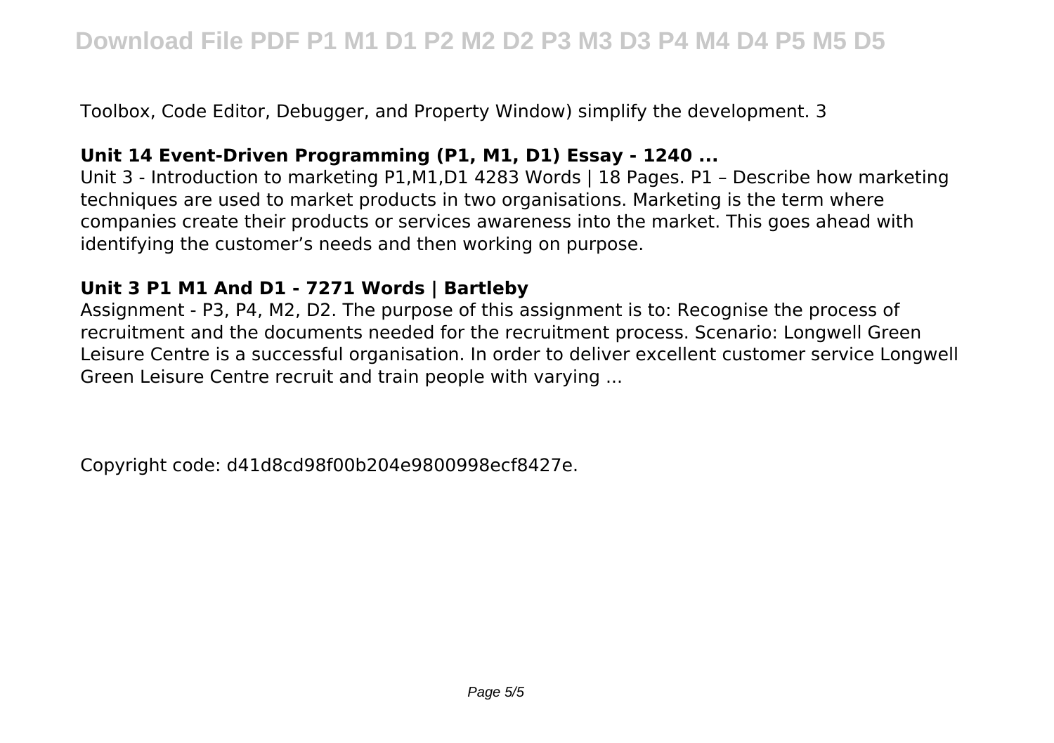Toolbox, Code Editor, Debugger, and Property Window) simplify the development. 3

**Unit 14 Event-Driven Programming (P1, M1, D1) Essay - 1240 ...**

Unit 3 - Introduction to marketing P1,M1,D1 4283 Words | 18 Pages. P1 – Describe how marketing techniques are used to market products in two organisations. Marketing is the term where companies create their products or services awareness into the market. This goes ahead with identifying the customer's needs and then working on purpose.

**Unit 3 P1 M1 And D1 - 7271 Words | Bartleby**

Assignment - P3, P4, M2, D2. The purpose of this assignment is to: Recognise the process of recruitment and the documents needed for the recruitment process. Scenario: Longwell Green Leisure Centre is a successful organisation. In order to deliver excellent customer service Longwell Green Leisure Centre recruit and train people with varying ...

Copyright code: d41d8cd98f00b204e9800998ecf8427e.